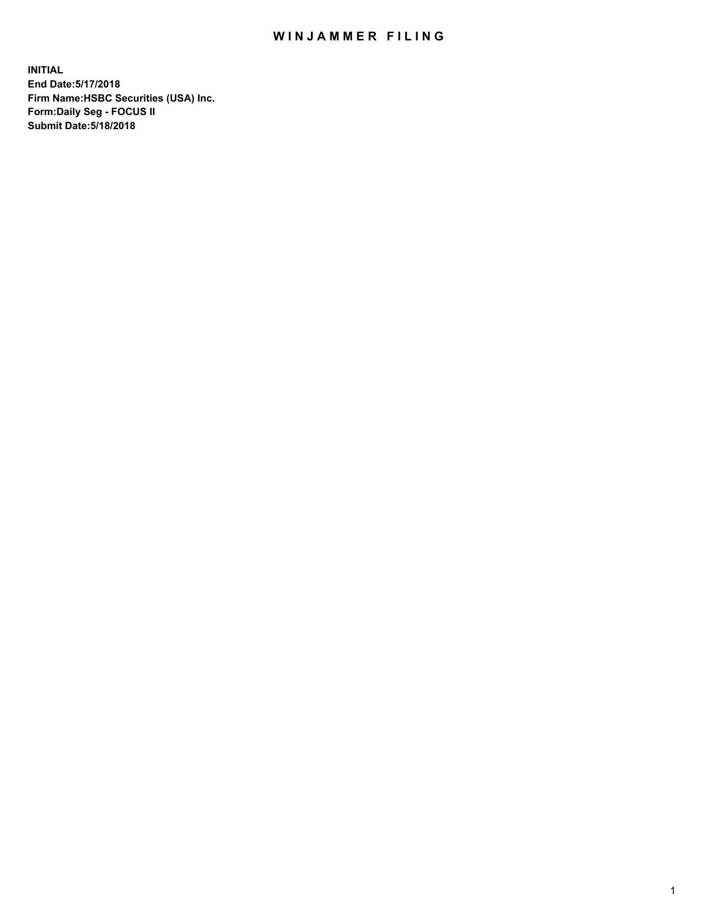# WINJAMMER FILING

**INITIAL**
**End Date:5/17/2018**
**Firm Name:HSBC Securities (USA) Inc.**
**Form:Daily Seg - FOCUS II**
**Submit Date:5/18/2018**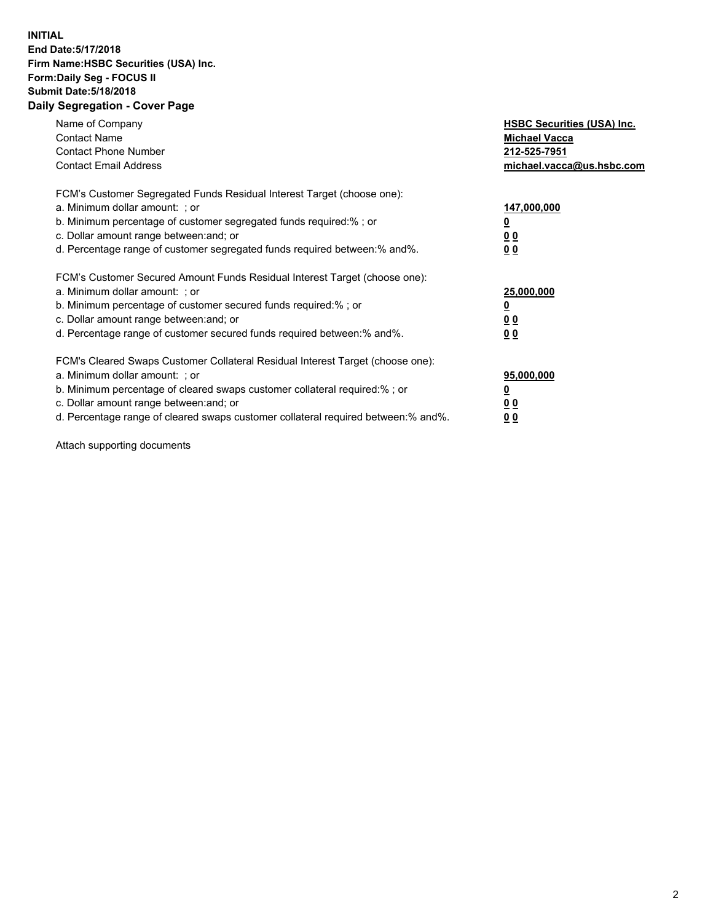**INITIAL**
**End Date:5/17/2018**
**Firm Name:HSBC Securities (USA) Inc.**
**Form:Daily Seg - FOCUS II**
**Submit Date:5/18/2018**
**Daily Segregation - Cover Page**

| | |
|---|---|
| Name of Company | **HSBC Securities (USA) Inc.** |
| Contact Name | **Michael Vacca** |
| Contact Phone Number | **212-525-7951** |
| Contact Email Address | **michael.vacca@us.hsbc.com** |

FCM's Customer Segregated Funds Residual Interest Target (choose one):

| | |
|---|---|
| a. Minimum dollar amount: ; or | **147,000,000** |
| b. Minimum percentage of customer segregated funds required:% ; or | **0** |
| c. Dollar amount range between:and; or | **0 0** |
| d. Percentage range of customer segregated funds required between:% and%. | **0 0** |

FCM's Customer Secured Amount Funds Residual Interest Target (choose one):

| | |
|---|---|
| a. Minimum dollar amount: ; or | **25,000,000** |
| b. Minimum percentage of customer secured funds required:% ; or | **0** |
| c. Dollar amount range between:and; or | **0 0** |
| d. Percentage range of customer secured funds required between:% and%. | **0 0** |

FCM's Cleared Swaps Customer Collateral Residual Interest Target (choose one):

| | |
|---|---|
| a. Minimum dollar amount: ; or | **95,000,000** |
| b. Minimum percentage of cleared swaps customer collateral required:% ; or | **0** |
| c. Dollar amount range between:and; or | **0 0** |
| d. Percentage range of cleared swaps customer collateral required between:% and%. | **0 0** |

Attach supporting documents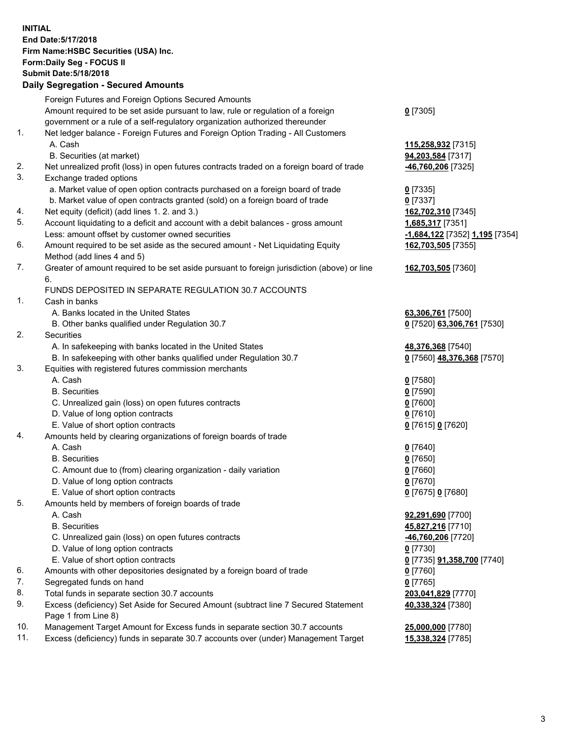**INITIAL**
**End Date:5/17/2018**
**Firm Name:HSBC Securities (USA) Inc.**
**Form:Daily Seg - FOCUS II**
**Submit Date:5/18/2018**

**Daily Segregation - Secured Amounts**

| | | |
|---|---|---|
| | Foreign Futures and Foreign Options Secured Amounts | |
| | Amount required to be set aside pursuant to law, rule or regulation of a foreign government or a rule of a self-regulatory organization authorized thereunder | **0** [7305] |
| 1. | Net ledger balance - Foreign Futures and Foreign Option Trading - All Customers | |
| | A. Cash | **115,258,932** [7315] |
| | B. Securities (at market) | **94,203,584** [7317] |
| 2. | Net unrealized profit (loss) in open futures contracts traded on a foreign board of trade | **-46,760,206** [7325] |
| 3. | Exchange traded options | |
| | a. Market value of open option contracts purchased on a foreign board of trade | **0** [7335] |
| | b. Market value of open contracts granted (sold) on a foreign board of trade | **0** [7337] |
| 4. | Net equity (deficit) (add lines 1. 2. and 3.) | **162,702,310** [7345] |
| 5. | Account liquidating to a deficit and account with a debit balances - gross amount | **1,685,317** [7351] |
| | Less: amount offset by customer owned securities | **-1,684,122** [7352] **1,195** [7354] |
| 6. | Amount required to be set aside as the secured amount - Net Liquidating Equity Method (add lines 4 and 5) | **162,703,505** [7355] |
| 7. | Greater of amount required to be set aside pursuant to foreign jurisdiction (above) or line 6. | **162,703,505** [7360] |
| | FUNDS DEPOSITED IN SEPARATE REGULATION 30.7 ACCOUNTS | |
| 1. | Cash in banks | |
| | A. Banks located in the United States | **63,306,761** [7500] |
| | B. Other banks qualified under Regulation 30.7 | **0** [7520] **63,306,761** [7530] |
| 2. | Securities | |
| | A. In safekeeping with banks located in the United States | **48,376,368** [7540] |
| | B. In safekeeping with other banks qualified under Regulation 30.7 | **0** [7560] **48,376,368** [7570] |
| 3. | Equities with registered futures commission merchants | |
| | A. Cash | **0** [7580] |
| | B. Securities | **0** [7590] |
| | C. Unrealized gain (loss) on open futures contracts | **0** [7600] |
| | D. Value of long option contracts | **0** [7610] |
| | E. Value of short option contracts | **0** [7615] **0** [7620] |
| 4. | Amounts held by clearing organizations of foreign boards of trade | |
| | A. Cash | **0** [7640] |
| | B. Securities | **0** [7650] |
| | C. Amount due to (from) clearing organization - daily variation | **0** [7660] |
| | D. Value of long option contracts | **0** [7670] |
| | E. Value of short option contracts | **0** [7675] **0** [7680] |
| 5. | Amounts held by members of foreign boards of trade | |
| | A. Cash | **92,291,690** [7700] |
| | B. Securities | **45,827,216** [7710] |
| | C. Unrealized gain (loss) on open futures contracts | **-46,760,206** [7720] |
| | D. Value of long option contracts | **0** [7730] |
| | E. Value of short option contracts | **0** [7735] **91,358,700** [7740] |
| 6. | Amounts with other depositories designated by a foreign board of trade | **0** [7760] |
| 7. | Segregated funds on hand | **0** [7765] |
| 8. | Total funds in separate section 30.7 accounts | **203,041,829** [7770] |
| 9. | Excess (deficiency) Set Aside for Secured Amount (subtract line 7 Secured Statement Page 1 from Line 8) | **40,338,324** [7380] |
| 10. | Management Target Amount for Excess funds in separate section 30.7 accounts | **25,000,000** [7780] |
| 11. | Excess (deficiency) funds in separate 30.7 accounts over (under) Management Target | **15,338,324** [7785] |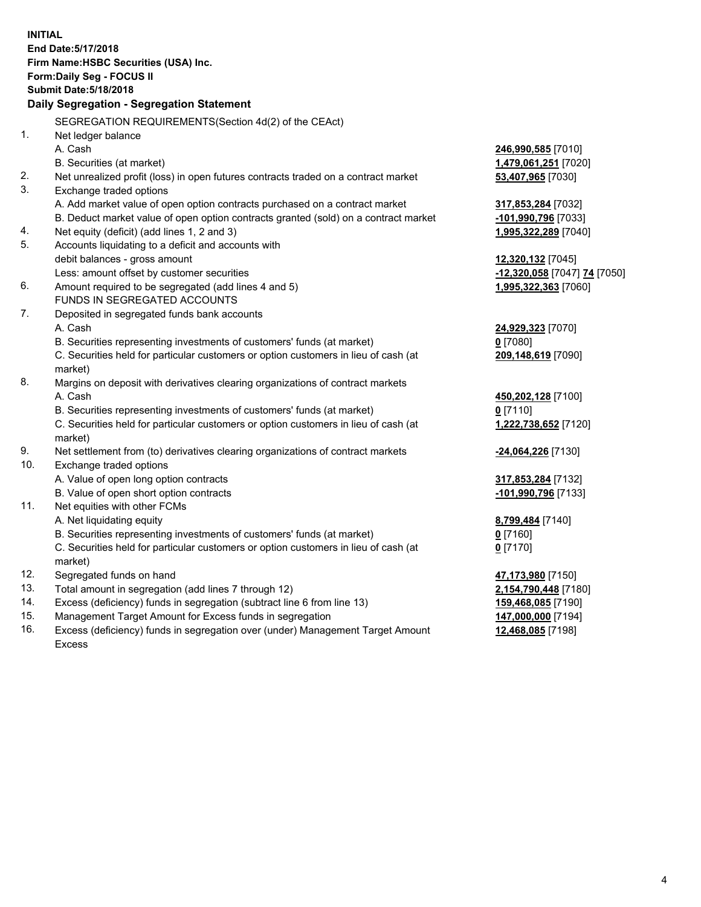**INITIAL**
**End Date:5/17/2018**
**Firm Name:HSBC Securities (USA) Inc.**
**Form:Daily Seg - FOCUS II**
**Submit Date:5/18/2018**

**Daily Segregation - Segregation Statement**

SEGREGATION REQUIREMENTS(Section 4d(2) of the CEAct)

| | | |
|---|---|---|
| 1. | Net ledger balance | |
| | A. Cash | **246,990,585** [7010] |
| | B. Securities (at market) | **1,479,061,251** [7020] |
| 2. | Net unrealized profit (loss) in open futures contracts traded on a contract market | **53,407,965** [7030] |
| 3. | Exchange traded options | |
| | A. Add market value of open option contracts purchased on a contract market | **317,853,284** [7032] |
| | B. Deduct market value of open option contracts granted (sold) on a contract market | **-101,990,796** [7033] |
| 4. | Net equity (deficit) (add lines 1, 2 and 3) | **1,995,322,289** [7040] |
| 5. | Accounts liquidating to a deficit and accounts with debit balances - gross amount | **12,320,132** [7045] |
| | Less: amount offset by customer securities | **-12,320,058** [7047] **74** [7050] |
| 6. | Amount required to be segregated (add lines 4 and 5) | **1,995,322,363** [7060] |
| | FUNDS IN SEGREGATED ACCOUNTS | |
| 7. | Deposited in segregated funds bank accounts | |
| | A. Cash | **24,929,323** [7070] |
| | B. Securities representing investments of customers' funds (at market) | **0** [7080] |
| | C. Securities held for particular customers or option customers in lieu of cash (at market) | **209,148,619** [7090] |
| 8. | Margins on deposit with derivatives clearing organizations of contract markets | |
| | A. Cash | **450,202,128** [7100] |
| | B. Securities representing investments of customers' funds (at market) | **0** [7110] |
| | C. Securities held for particular customers or option customers in lieu of cash (at market) | **1,222,738,652** [7120] |
| 9. | Net settlement from (to) derivatives clearing organizations of contract markets | **-24,064,226** [7130] |
| 10. | Exchange traded options | |
| | A. Value of open long option contracts | **317,853,284** [7132] |
| | B. Value of open short option contracts | **-101,990,796** [7133] |
| 11. | Net equities with other FCMs | |
| | A. Net liquidating equity | **8,799,484** [7140] |
| | B. Securities representing investments of customers' funds (at market) | **0** [7160] |
| | C. Securities held for particular customers or option customers in lieu of cash (at market) | **0** [7170] |
| 12. | Segregated funds on hand | **47,173,980** [7150] |
| 13. | Total amount in segregation (add lines 7 through 12) | **2,154,790,448** [7180] |
| 14. | Excess (deficiency) funds in segregation (subtract line 6 from line 13) | **159,468,085** [7190] |
| 15. | Management Target Amount for Excess funds in segregation | **147,000,000** [7194] |
| 16. | Excess (deficiency) funds in segregation over (under) Management Target Amount Excess | **12,468,085** [7198] |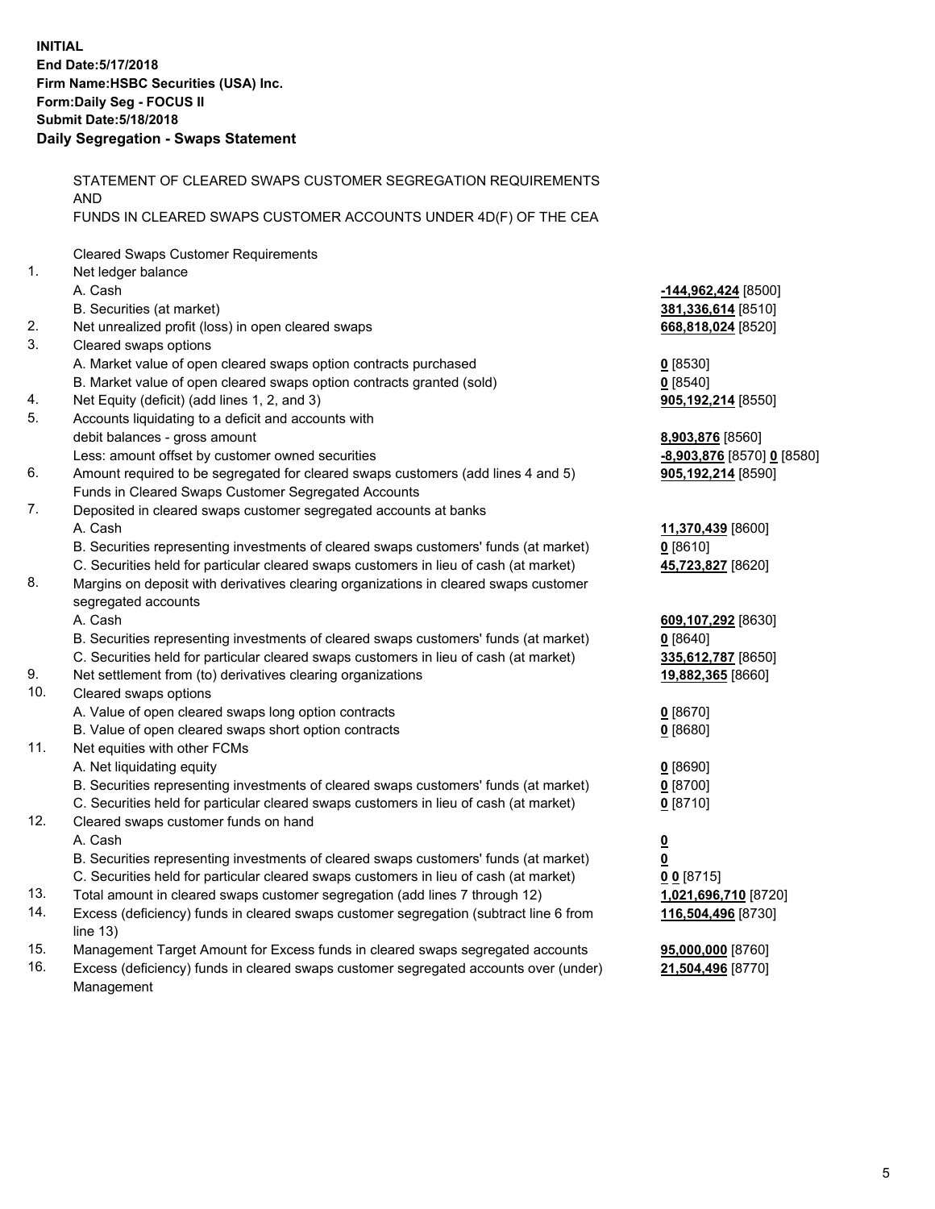**INITIAL**
**End Date:5/17/2018**
**Firm Name:HSBC Securities (USA) Inc.**
**Form:Daily Seg - FOCUS II**
**Submit Date:5/18/2018**
**Daily Segregation - Swaps Statement**

STATEMENT OF CLEARED SWAPS CUSTOMER SEGREGATION REQUIREMENTS AND FUNDS IN CLEARED SWAPS CUSTOMER ACCOUNTS UNDER 4D(F) OF THE CEA

| | | |
|---|---|---|
| | Cleared Swaps Customer Requirements | |
| 1. | Net ledger balance | |
| | A. Cash | **-144,962,424** [8500] |
| | B. Securities (at market) | **381,336,614** [8510] |
| 2. | Net unrealized profit (loss) in open cleared swaps | **668,818,024** [8520] |
| 3. | Cleared swaps options | |
| | A. Market value of open cleared swaps option contracts purchased | **0** [8530] |
| | B. Market value of open cleared swaps option contracts granted (sold) | **0** [8540] |
| 4. | Net Equity (deficit) (add lines 1, 2, and 3) | **905,192,214** [8550] |
| 5. | Accounts liquidating to a deficit and accounts with debit balances - gross amount | **8,903,876** [8560] |
| | Less: amount offset by customer owned securities | **-8,903,876** [8570] **0** [8580] |
| 6. | Amount required to be segregated for cleared swaps customers (add lines 4 and 5) | **905,192,214** [8590] |
| | Funds in Cleared Swaps Customer Segregated Accounts | |
| 7. | Deposited in cleared swaps customer segregated accounts at banks | |
| | A. Cash | **11,370,439** [8600] |
| | B. Securities representing investments of cleared swaps customers' funds (at market) | **0** [8610] |
| | C. Securities held for particular cleared swaps customers in lieu of cash (at market) | **45,723,827** [8620] |
| 8. | Margins on deposit with derivatives clearing organizations in cleared swaps customer segregated accounts | |
| | A. Cash | **609,107,292** [8630] |
| | B. Securities representing investments of cleared swaps customers' funds (at market) | **0** [8640] |
| | C. Securities held for particular cleared swaps customers in lieu of cash (at market) | **335,612,787** [8650] |
| 9. | Net settlement from (to) derivatives clearing organizations | **19,882,365** [8660] |
| 10. | Cleared swaps options | |
| | A. Value of open cleared swaps long option contracts | **0** [8670] |
| | B. Value of open cleared swaps short option contracts | **0** [8680] |
| 11. | Net equities with other FCMs | |
| | A. Net liquidating equity | **0** [8690] |
| | B. Securities representing investments of cleared swaps customers' funds (at market) | **0** [8700] |
| | C. Securities held for particular cleared swaps customers in lieu of cash (at market) | **0** [8710] |
| 12. | Cleared swaps customer funds on hand | |
| | A. Cash | **0** |
| | B. Securities representing investments of cleared swaps customers' funds (at market) | **0** |
| | C. Securities held for particular cleared swaps customers in lieu of cash (at market) | **0** **0** [8715] |
| 13. | Total amount in cleared swaps customer segregation (add lines 7 through 12) | **1,021,696,710** [8720] |
| 14. | Excess (deficiency) funds in cleared swaps customer segregation (subtract line 6 from line 13) | **116,504,496** [8730] |
| 15. | Management Target Amount for Excess funds in cleared swaps segregated accounts | **95,000,000** [8760] |
| 16. | Excess (deficiency) funds in cleared swaps customer segregated accounts over (under) Management | **21,504,496** [8770] |